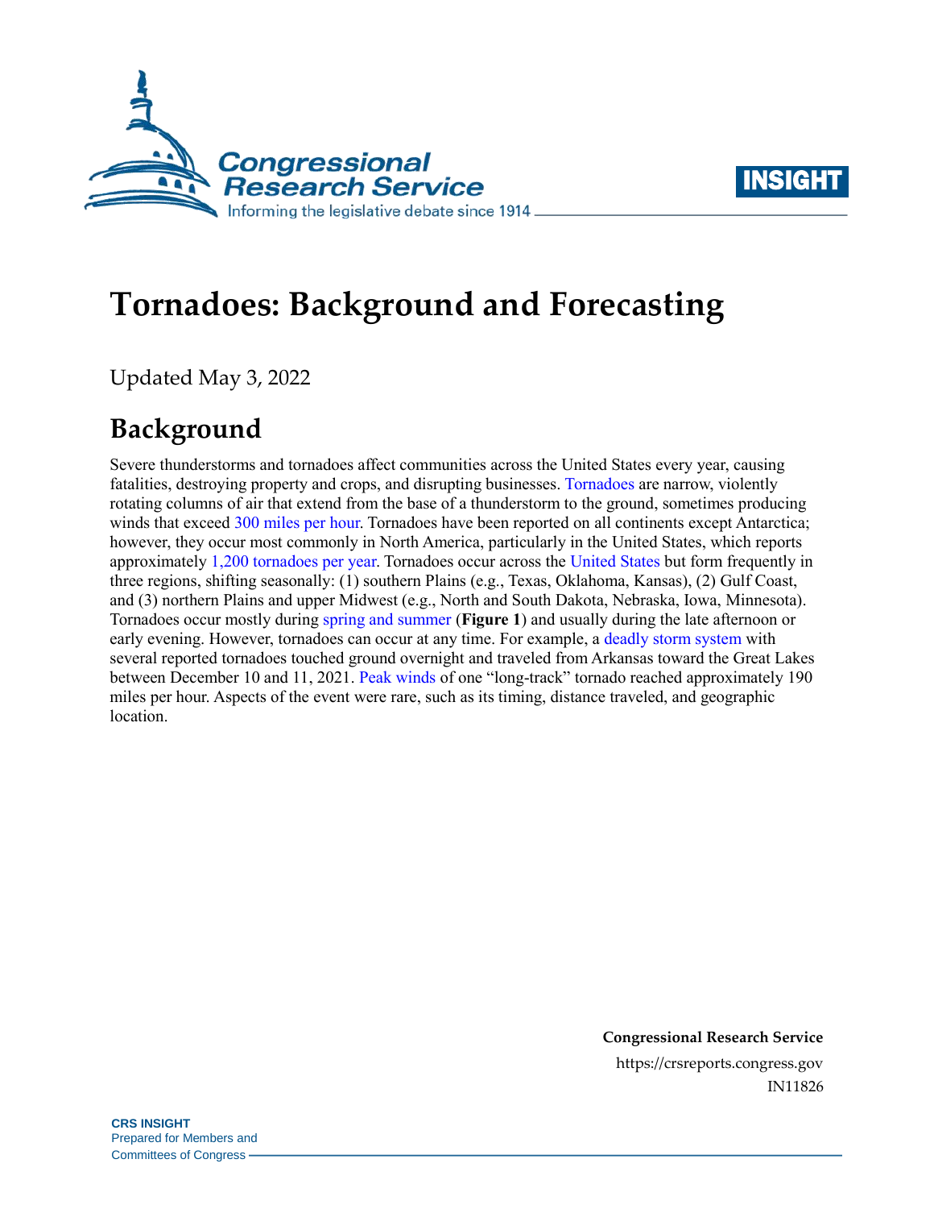# Tornadoes: Background and Forecasting

Updated May 3, 2022

## Background

Severe thunderstorms and tornadoes affect communities across the United States every year, causing fatalities, destroying property and crops, and disrupting businesses. Tornadoes are narrow, violently rotating columns of air that extend from the base of a thunderstorm to the ground, sometimes producing winds that exceed 300 miles per hour. Tornadoes have been reported on all continents except Antarctica; however, they occur most commonly in North America, particularly in the United States, which reports approximately 1,200 tornadoes per year. Tornadoes occur across the United States but form frequently in three regions, shifting seasonally: (1) southern Plains (e.g., Texas, Oklahoma, Kansas), (2) Gulf Coast, and (3) northern Plains and upper Midwest (e.g., North and South Dakota, Nebraska, Iowa, Minnesota). Tornadoes occur mostly during spring and summer (**Figure 1**) and usually during the late afternoon or early evening. However, tornadoes can occur at any time. For example, a deadly storm system with several reported tornadoes touched ground overnight and traveled from Arkansas toward the Great Lakes between December 10 and 11, 2021. Peak winds of one "long-track" tornado reached approximately 190 miles per hour. Aspects of the event were rare, such as its timing, distance traveled, and geographic location.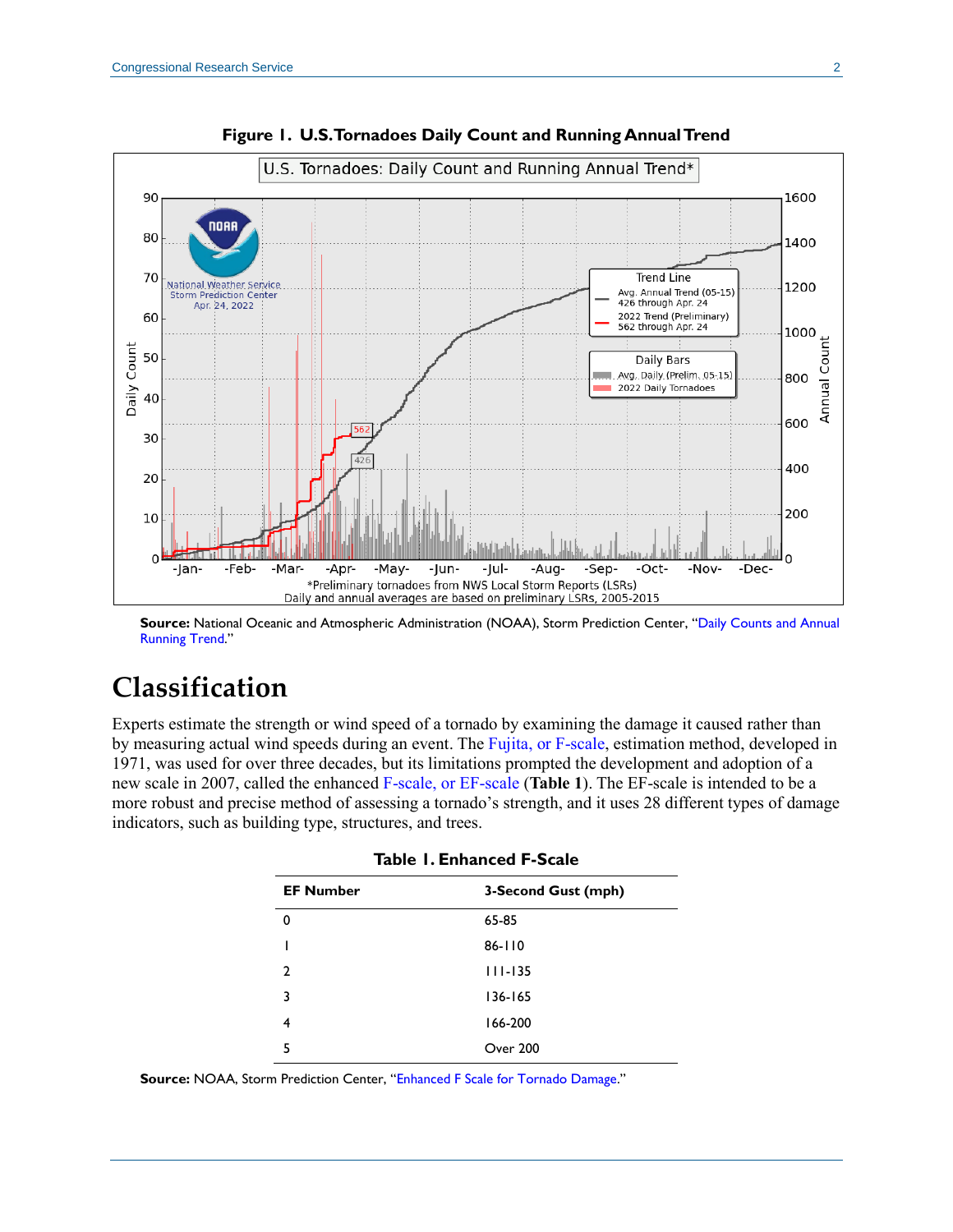**Figure 1. U.S.Tornadoes Daily Count and Running Annual Trend**

**Source:** National Oceanic and Atmospheric Administration (NOAA), Storm Prediction Center, "Daily Counts and Annual Running Trend."

# Classification

Experts estimate the strength or wind speed of a tornado by examining the damage it caused rather than by measuring actual wind speeds during an event. The Fujita, or F-scale, estimation method, developed in 1971, was used for over three decades, but its limitations prompted the development and adoption of a new scale in 2007, called the enhanced F-scale, or EF-scale (**Table 1**). The EF-scale is intended to be a more robust and precise method of assessing a tornado's strength, and it uses 28 different types of damage indicators, such as building type, structures, and trees.

**Table 1. Enhanced F-Scale**

| EF Number | 3-Second Gust (mph) |
|---|---|
| 0 | 65-85 |
| 1 | 86-110 |
| 2 | 111-135 |
| 3 | 136-165 |
| 4 | 166-200 |
| 5 | Over 200 |

**Source:** NOAA, Storm Prediction Center, "Enhanced F Scale for Tornado Damage."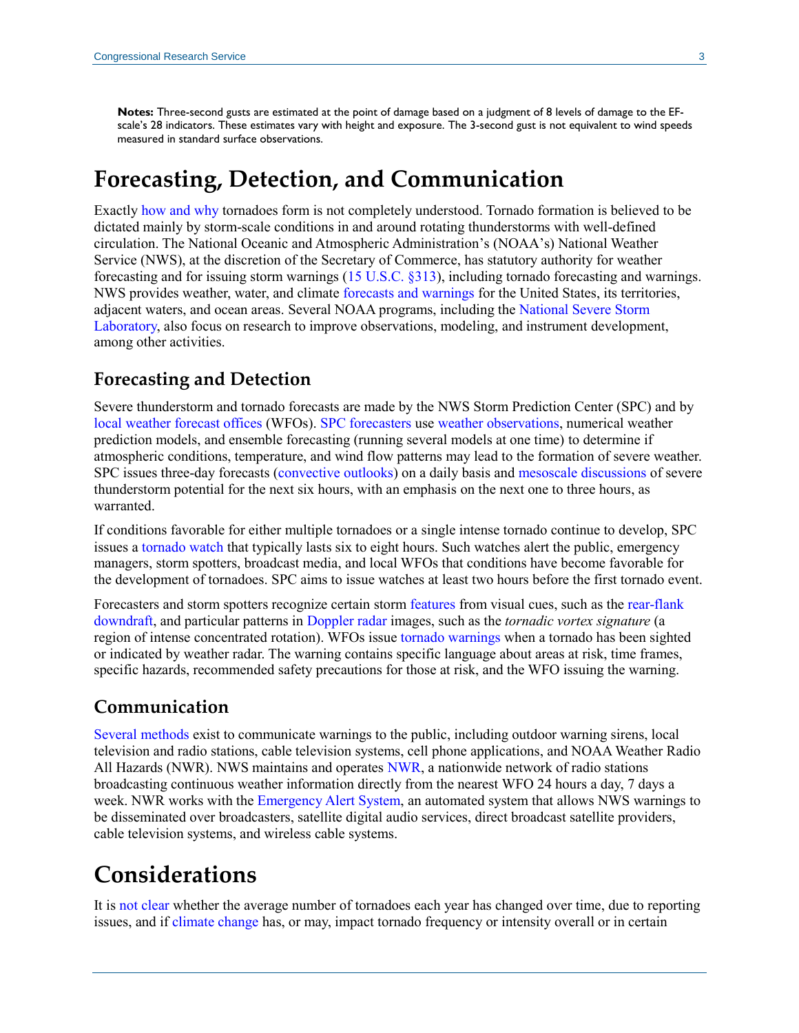**Notes:** Three-second gusts are estimated at the point of damage based on a judgment of 8 levels of damage to the EF-scale's 28 indicators. These estimates vary with height and exposure. The 3-second gust is not equivalent to wind speeds measured in standard surface observations.

# Forecasting, Detection, and Communication

Exactly how and why tornadoes form is not completely understood. Tornado formation is believed to be dictated mainly by storm-scale conditions in and around rotating thunderstorms with well-defined circulation. The National Oceanic and Atmospheric Administration's (NOAA's) National Weather Service (NWS), at the discretion of the Secretary of Commerce, has statutory authority for weather forecasting and for issuing storm warnings (15 U.S.C. §313), including tornado forecasting and warnings. NWS provides weather, water, and climate forecasts and warnings for the United States, its territories, adjacent waters, and ocean areas. Several NOAA programs, including the National Severe Storm Laboratory, also focus on research to improve observations, modeling, and instrument development, among other activities.

## Forecasting and Detection

Severe thunderstorm and tornado forecasts are made by the NWS Storm Prediction Center (SPC) and by local weather forecast offices (WFOs). SPC forecasters use weather observations, numerical weather prediction models, and ensemble forecasting (running several models at one time) to determine if atmospheric conditions, temperature, and wind flow patterns may lead to the formation of severe weather. SPC issues three-day forecasts (convective outlooks) on a daily basis and mesoscale discussions of severe thunderstorm potential for the next six hours, with an emphasis on the next one to three hours, as warranted.

If conditions favorable for either multiple tornadoes or a single intense tornado continue to develop, SPC issues a tornado watch that typically lasts six to eight hours. Such watches alert the public, emergency managers, storm spotters, broadcast media, and local WFOs that conditions have become favorable for the development of tornadoes. SPC aims to issue watches at least two hours before the first tornado event.

Forecasters and storm spotters recognize certain storm features from visual cues, such as the rear-flank downdraft, and particular patterns in Doppler radar images, such as the *tornadic vortex signature* (a region of intense concentrated rotation). WFOs issue tornado warnings when a tornado has been sighted or indicated by weather radar. The warning contains specific language about areas at risk, time frames, specific hazards, recommended safety precautions for those at risk, and the WFO issuing the warning.

## Communication

Several methods exist to communicate warnings to the public, including outdoor warning sirens, local television and radio stations, cable television systems, cell phone applications, and NOAA Weather Radio All Hazards (NWR). NWS maintains and operates NWR, a nationwide network of radio stations broadcasting continuous weather information directly from the nearest WFO 24 hours a day, 7 days a week. NWR works with the Emergency Alert System, an automated system that allows NWS warnings to be disseminated over broadcasters, satellite digital audio services, direct broadcast satellite providers, cable television systems, and wireless cable systems.

# Considerations

It is not clear whether the average number of tornadoes each year has changed over time, due to reporting issues, and if climate change has, or may, impact tornado frequency or intensity overall or in certain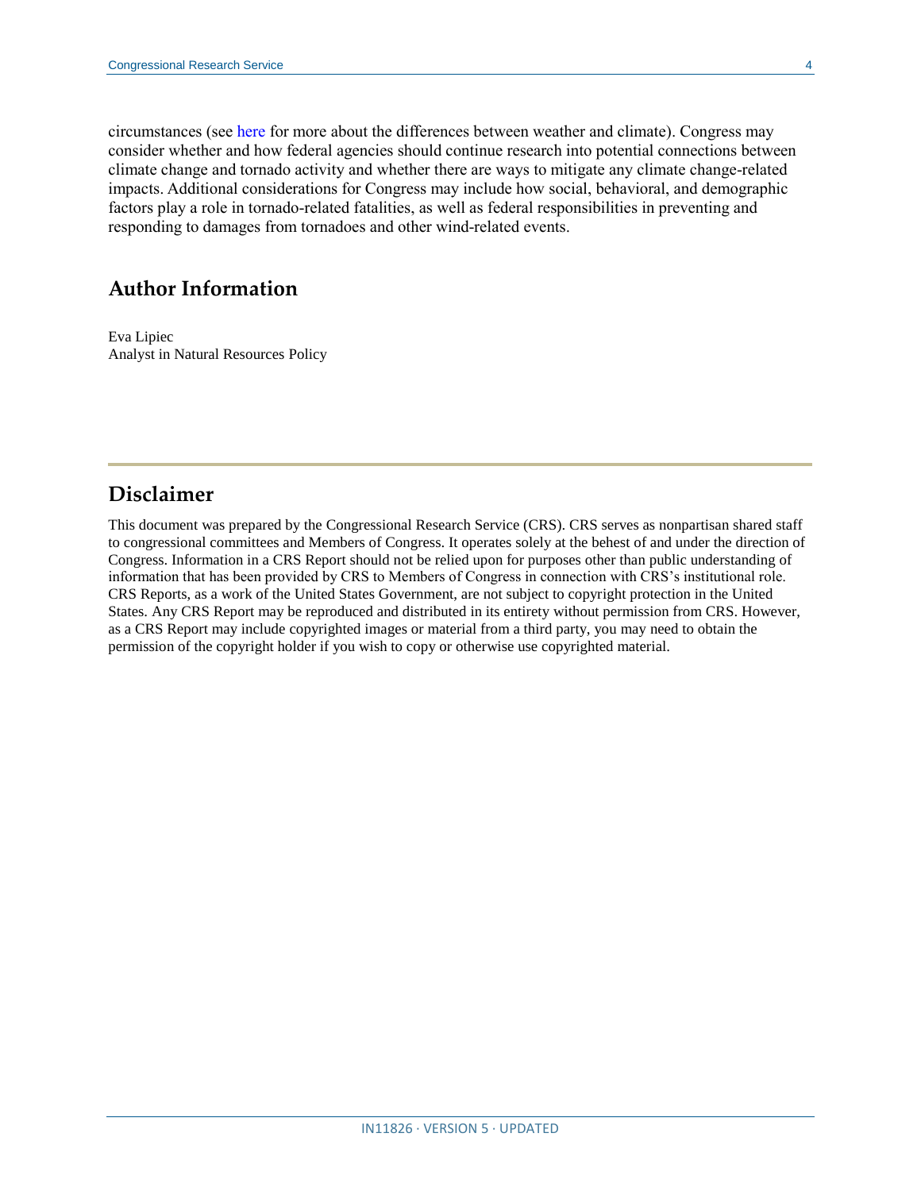circumstances (see here for more about the differences between weather and climate). Congress may consider whether and how federal agencies should continue research into potential connections between climate change and tornado activity and whether there are ways to mitigate any climate change-related impacts. Additional considerations for Congress may include how social, behavioral, and demographic factors play a role in tornado-related fatalities, as well as federal responsibilities in preventing and responding to damages from tornadoes and other wind-related events.

## Author Information

Eva Lipiec
Analyst in Natural Resources Policy

## Disclaimer

This document was prepared by the Congressional Research Service (CRS). CRS serves as nonpartisan shared staff to congressional committees and Members of Congress. It operates solely at the behest of and under the direction of Congress. Information in a CRS Report should not be relied upon for purposes other than public understanding of information that has been provided by CRS to Members of Congress in connection with CRS's institutional role. CRS Reports, as a work of the United States Government, are not subject to copyright protection in the United States. Any CRS Report may be reproduced and distributed in its entirety without permission from CRS. However, as a CRS Report may include copyrighted images or material from a third party, you may need to obtain the permission of the copyright holder if you wish to copy or otherwise use copyrighted material.